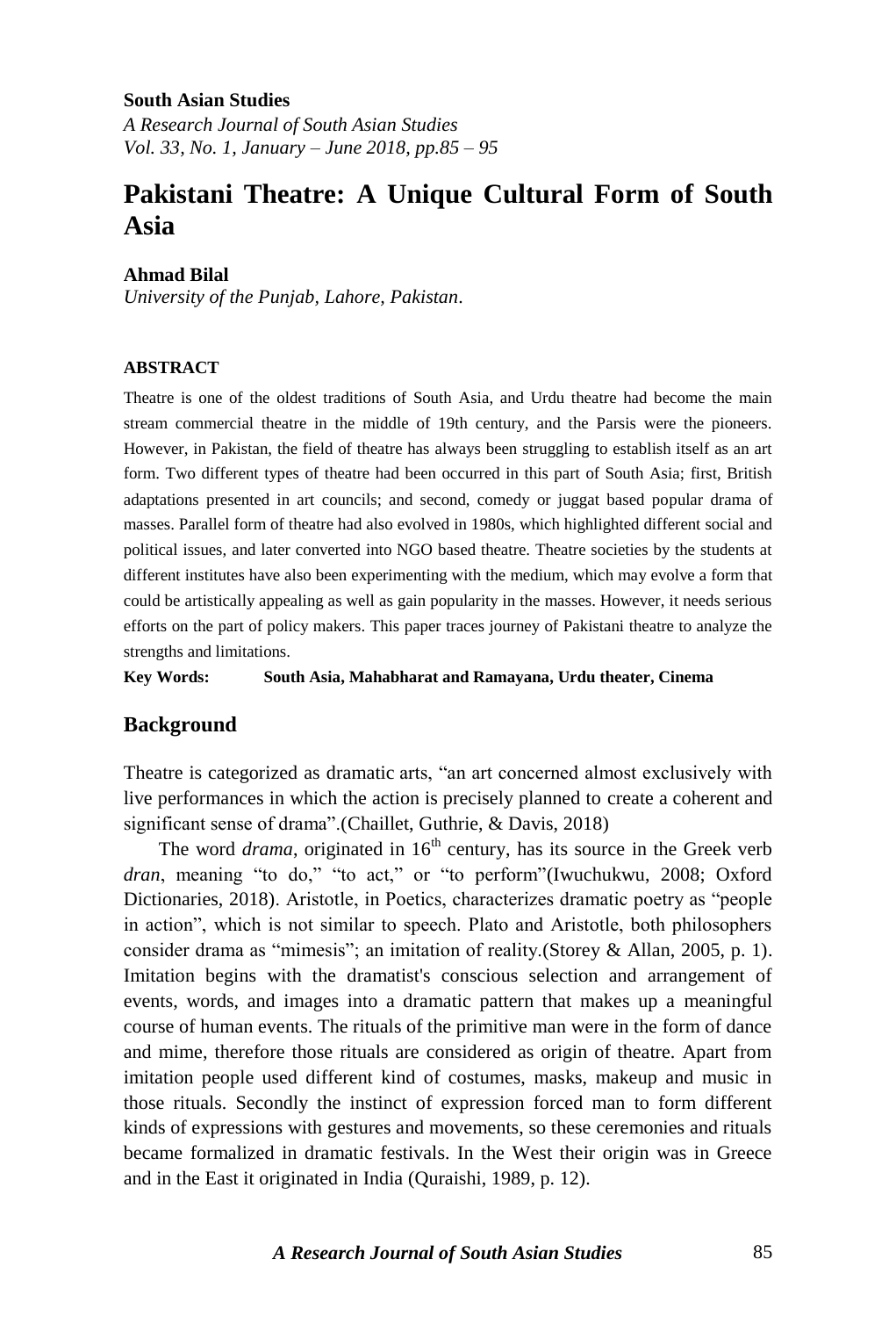# Pakistani Theatre: A Unique Cultural Form of South Asia

**Ahmad Bilal**

*University of the Punjab, Lahore, Pakistan.*

#### ABSTRACT

Theatre is one of the oldest traditions of South Asia, and Urdu theatre had become the main stream commercial theatre in the middle of 19th century, and the Parsis were the pioneers. However, in Pakistan, the field of theatre has always been struggling to establish itself as an art form. Two different types of theatre had been occurred in this part of South Asia; first, British adaptations presented in art councils; and second, comedy or juggat based popular drama of masses. Parallel form of theatre had also evolved in 1980s, which highlighted different social and political issues, and later converted into NGO based theatre. Theatre societies by the students at different institutes have also been experimenting with the medium, which may evolve a form that could be artistically appealing as well as gain popularity in the masses. However, it needs serious efforts on the part of policy makers. This paper traces journey of Pakistani theatre to analyze the strengths and limitations.

**Key Words: South Asia, Mahabharat and Ramayana, Urdu theater, Cinema**

## Background

Theatre is categorized as dramatic arts, "an art concerned almost exclusively with live performances in which the action is precisely planned to create a coherent and significant sense of drama".(Chaillet, Guthrie, & Davis, 2018)

The word *drama*, originated in 16th century, has its source in the Greek verb *dran*, meaning "to do," "to act," or "to perform"(Iwuchukwu, 2008; Oxford Dictionaries, 2018). Aristotle, in Poetics, characterizes dramatic poetry as "people in action", which is not similar to speech. Plato and Aristotle, both philosophers consider drama as "mimesis"; an imitation of reality.(Storey & Allan, 2005, p. 1). Imitation begins with the dramatist's conscious selection and arrangement of events, words, and images into a dramatic pattern that makes up a meaningful course of human events. The rituals of the primitive man were in the form of dance and mime, therefore those rituals are considered as origin of theatre. Apart from imitation people used different kind of costumes, masks, makeup and music in those rituals. Secondly the instinct of expression forced man to form different kinds of expressions with gestures and movements, so these ceremonies and rituals became formalized in dramatic festivals. In the West their origin was in Greece and in the East it originated in India (Quraishi, 1989, p. 12).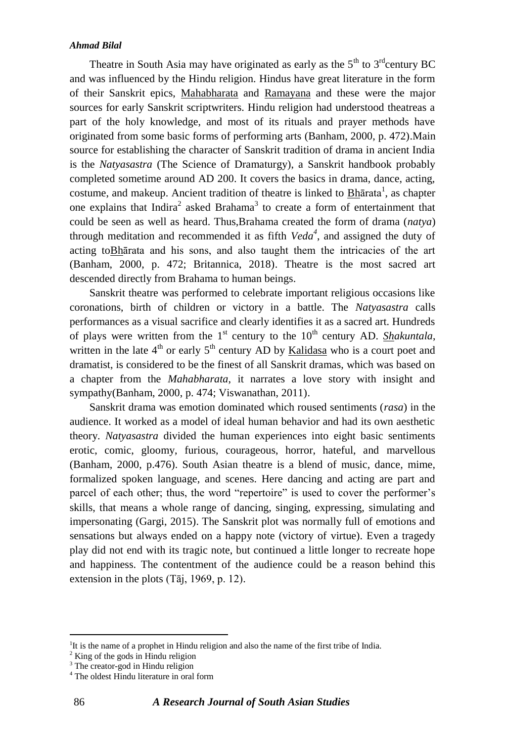Theatre in South Asia may have originated as early as the 5th to 3rdcentury BC and was influenced by the Hindu religion. Hindus have great literature in the form of their Sanskrit epics, Mahabharata and Ramayana and these were the major sources for early Sanskrit scriptwriters. Hindu religion had understood theatreas a part of the holy knowledge, and most of its rituals and prayer methods have originated from some basic forms of performing arts (Banham, 2000, p. 472).Main source for establishing the character of Sanskrit tradition of drama in ancient India is the *Natyasastra* (The Science of Dramaturgy), a Sanskrit handbook probably completed sometime around AD 200. It covers the basics in drama, dance, acting, costume, and makeup. Ancient tradition of theatre is linked to Bhārata[1], as chapter one explains that Indira[2] asked Brahama[3] to create a form of entertainment that could be seen as well as heard. Thus,Brahama created the form of drama (*natya*) through meditation and recommended it as fifth *Veda*[4], and assigned the duty of acting toBhārata and his sons, and also taught them the intricacies of the art (Banham, 2000, p. 472; Britannica, 2018). Theatre is the most sacred art descended directly from Brahama to human beings.

Sanskrit theatre was performed to celebrate important religious occasions like coronations, birth of children or victory in a battle. The *Natyasastra* calls performances as a visual sacrifice and clearly identifies it as a sacred art. Hundreds of plays were written from the 1st century to the 10th century AD. *Shakuntala*, written in the late 4th or early 5th century AD by Kalidasa who is a court poet and dramatist, is considered to be the finest of all Sanskrit dramas, which was based on a chapter from the *Mahabharata*, it narrates a love story with insight and sympathy(Banham, 2000, p. 474; Viswanathan, 2011).

Sanskrit drama was emotion dominated which roused sentiments (*rasa*) in the audience. It worked as a model of ideal human behavior and had its own aesthetic theory. *Natyasastra* divided the human experiences into eight basic sentiments erotic, comic, gloomy, furious, courageous, horror, hateful, and marvellous (Banham, 2000, p.476). South Asian theatre is a blend of music, dance, mime, formalized spoken language, and scenes. Here dancing and acting are part and parcel of each other; thus, the word "repertoire" is used to cover the performer's skills, that means a whole range of dancing, singing, expressing, simulating and impersonating (Gargi, 2015). The Sanskrit plot was normally full of emotions and sensations but always ended on a happy note (victory of virtue). Even a tragedy play did not end with its tragic note, but continued a little longer to recreate hope and happiness. The contentment of the audience could be a reason behind this extension in the plots (Tāj, 1969, p. 12).

---

[1] It is the name of a prophet in Hindu religion and also the name of the first tribe of India.

[2] King of the gods in Hindu religion

[3] The creator-god in Hindu religion

[4] The oldest Hindu literature in oral form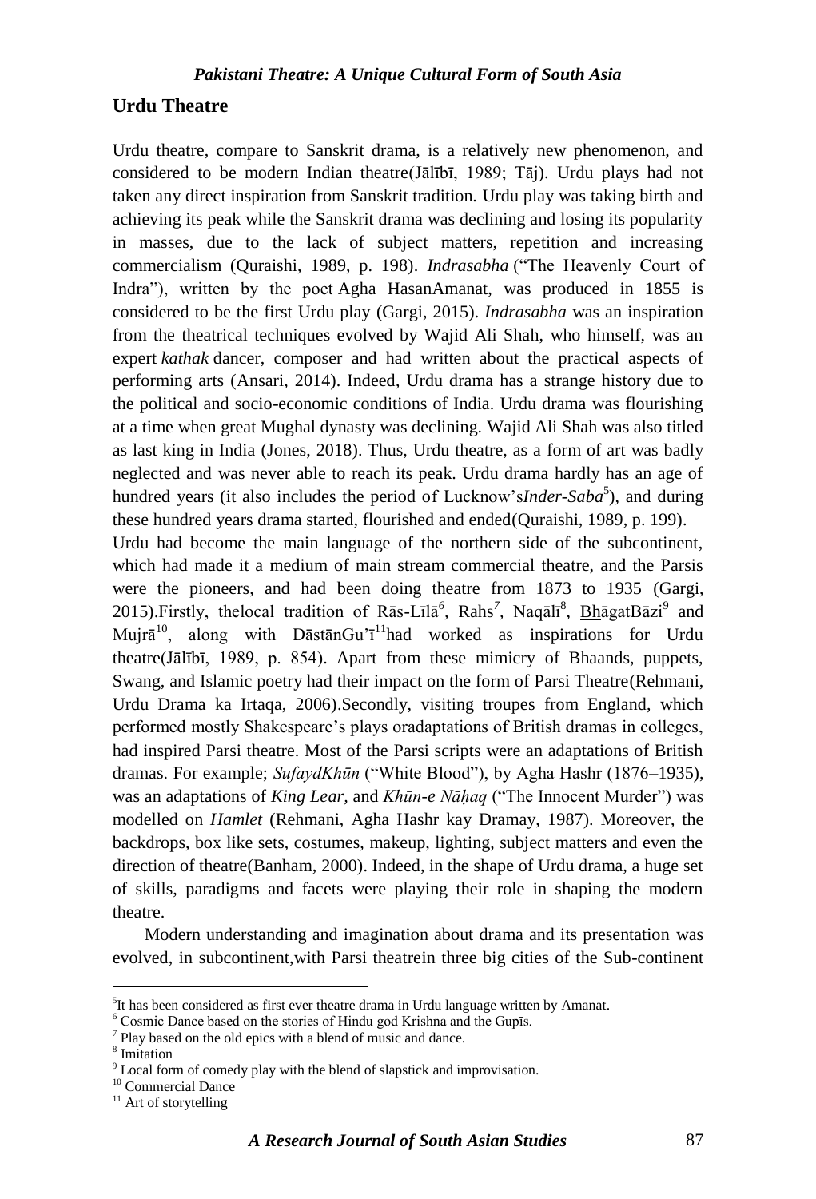## Urdu Theatre

Urdu theatre, compare to Sanskrit drama, is a relatively new phenomenon, and considered to be modern Indian theatre(Jālībī, 1989; Tāj). Urdu plays had not taken any direct inspiration from Sanskrit tradition. Urdu play was taking birth and achieving its peak while the Sanskrit drama was declining and losing its popularity in masses, due to the lack of subject matters, repetition and increasing commercialism (Quraishi, 1989, p. 198). *Indrasabha* ("The Heavenly Court of Indra"), written by the poet Agha HasanAmanat, was produced in 1855 is considered to be the first Urdu play (Gargi, 2015). *Indrasabha* was an inspiration from the theatrical techniques evolved by Wajid Ali Shah, who himself, was an expert *kathak* dancer, composer and had written about the practical aspects of performing arts (Ansari, 2014). Indeed, Urdu drama has a strange history due to the political and socio-economic conditions of India. Urdu drama was flourishing at a time when great Mughal dynasty was declining. Wajid Ali Shah was also titled as last king in India (Jones, 2018). Thus, Urdu theatre, as a form of art was badly neglected and was never able to reach its peak. Urdu drama hardly has an age of hundred years (it also includes the period of Lucknow's*Inder-Saba*[5]), and during these hundred years drama started, flourished and ended(Quraishi, 1989, p. 199).

Urdu had become the main language of the northern side of the subcontinent, which had made it a medium of main stream commercial theatre, and the Parsis were the pioneers, and had been doing theatre from 1873 to 1935 (Gargi, 2015).Firstly, thelocal tradition of Rās-Līlā[6], Rahs[7], Naqālī[8], BhāgatBāzi[9] and Mujrā[10], along with DāstānGu'ī[11]had worked as inspirations for Urdu theatre(Jālībī, 1989, p. 854). Apart from these mimicry of Bhaands, puppets, Swang, and Islamic poetry had their impact on the form of Parsi Theatre(Rehmani, Urdu Drama ka Irtaqa, 2006).Secondly, visiting troupes from England, which performed mostly Shakespeare's plays oradaptations of British dramas in colleges, had inspired Parsi theatre. Most of the Parsi scripts were an adaptations of British dramas. For example; *SufaydKhūn* ("White Blood"), by Agha Hashr (1876–1935), was an adaptations of *King Lear*, and *Khūn-e Nāḥaq* ("The Innocent Murder") was modelled on *Hamlet* (Rehmani, Agha Hashr kay Dramay, 1987). Moreover, the backdrops, box like sets, costumes, makeup, lighting, subject matters and even the direction of theatre(Banham, 2000). Indeed, in the shape of Urdu drama, a huge set of skills, paradigms and facets were playing their role in shaping the modern theatre.

Modern understanding and imagination about drama and its presentation was evolved, in subcontinent,with Parsi theatrein three big cities of the Sub-continent

---

[5] It has been considered as first ever theatre drama in Urdu language written by Amanat.

[6] Cosmic Dance based on the stories of Hindu god Krishna and the Gupīs.

[7] Play based on the old epics with a blend of music and dance.

[8] Imitation

[9] Local form of comedy play with the blend of slapstick and improvisation.

[10] Commercial Dance

[11] Art of storytelling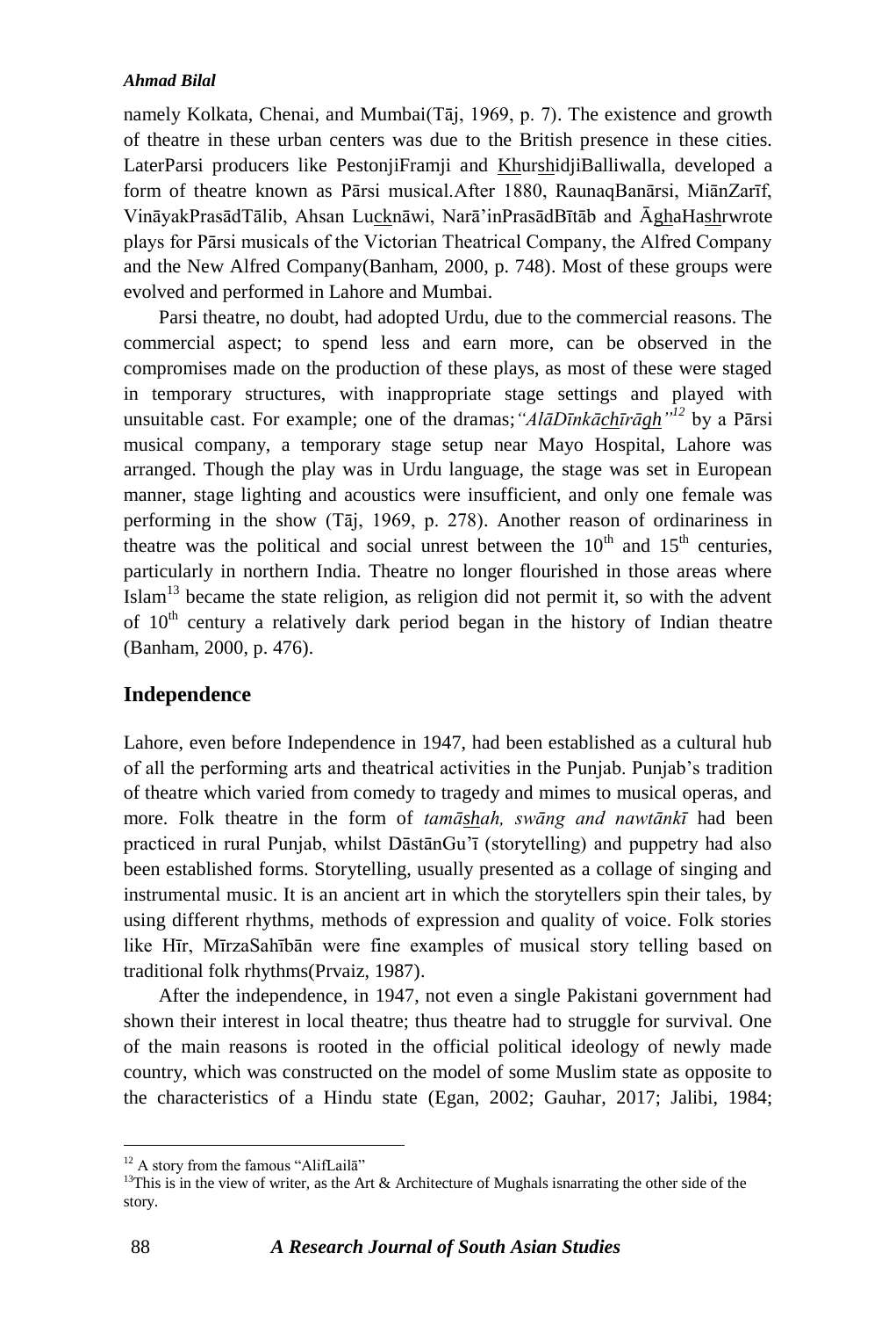namely Kolkata, Chenai, and Mumbai(Tāj, 1969, p. 7). The existence and growth of theatre in these urban centers was due to the British presence in these cities. LaterParsi producers like PestonjiFramji and KhurshidjiBalliwalla, developed a form of theatre known as Pārsi musical.After 1880, RaunaqBanārsi, MiānZarīf, VināyakPrasādTālib, Ahsan Lucknāwi, Narā'inPrasādBītāb and ĀghaHashrwrote plays for Pārsi musicals of the Victorian Theatrical Company, the Alfred Company and the New Alfred Company(Banham, 2000, p. 748). Most of these groups were evolved and performed in Lahore and Mumbai.

Parsi theatre, no doubt, had adopted Urdu, due to the commercial reasons. The commercial aspect; to spend less and earn more, can be observed in the compromises made on the production of these plays, as most of these were staged in temporary structures, with inappropriate stage settings and played with unsuitable cast. For example; one of the dramas;*"AlāDīnkāchīrāgh"*[12] by a Pārsi musical company, a temporary stage setup near Mayo Hospital, Lahore was arranged. Though the play was in Urdu language, the stage was set in European manner, stage lighting and acoustics were insufficient, and only one female was performing in the show (Tāj, 1969, p. 278). Another reason of ordinariness in theatre was the political and social unrest between the 10th and 15th centuries, particularly in northern India. Theatre no longer flourished in those areas where Islam[13] became the state religion, as religion did not permit it, so with the advent of 10th century a relatively dark period began in the history of Indian theatre (Banham, 2000, p. 476).

## Independence

Lahore, even before Independence in 1947, had been established as a cultural hub of all the performing arts and theatrical activities in the Punjab. Punjab's tradition of theatre which varied from comedy to tragedy and mimes to musical operas, and more. Folk theatre in the form of *tamāshah, swāng and nawtānkī* had been practiced in rural Punjab, whilst DāstānGu'ī (storytelling) and puppetry had also been established forms. Storytelling, usually presented as a collage of singing and instrumental music. It is an ancient art in which the storytellers spin their tales, by using different rhythms, methods of expression and quality of voice. Folk stories like Hīr, MīrzaSahībān were fine examples of musical story telling based on traditional folk rhythms(Prvaiz, 1987).

After the independence, in 1947, not even a single Pakistani government had shown their interest in local theatre; thus theatre had to struggle for survival. One of the main reasons is rooted in the official political ideology of newly made country, which was constructed on the model of some Muslim state as opposite to the characteristics of a Hindu state (Egan, 2002; Gauhar, 2017; Jalibi, 1984;

---

[12] A story from the famous "AlifLailā"

[13] This is in the view of writer, as the Art & Architecture of Mughals isnarrating the other side of the story.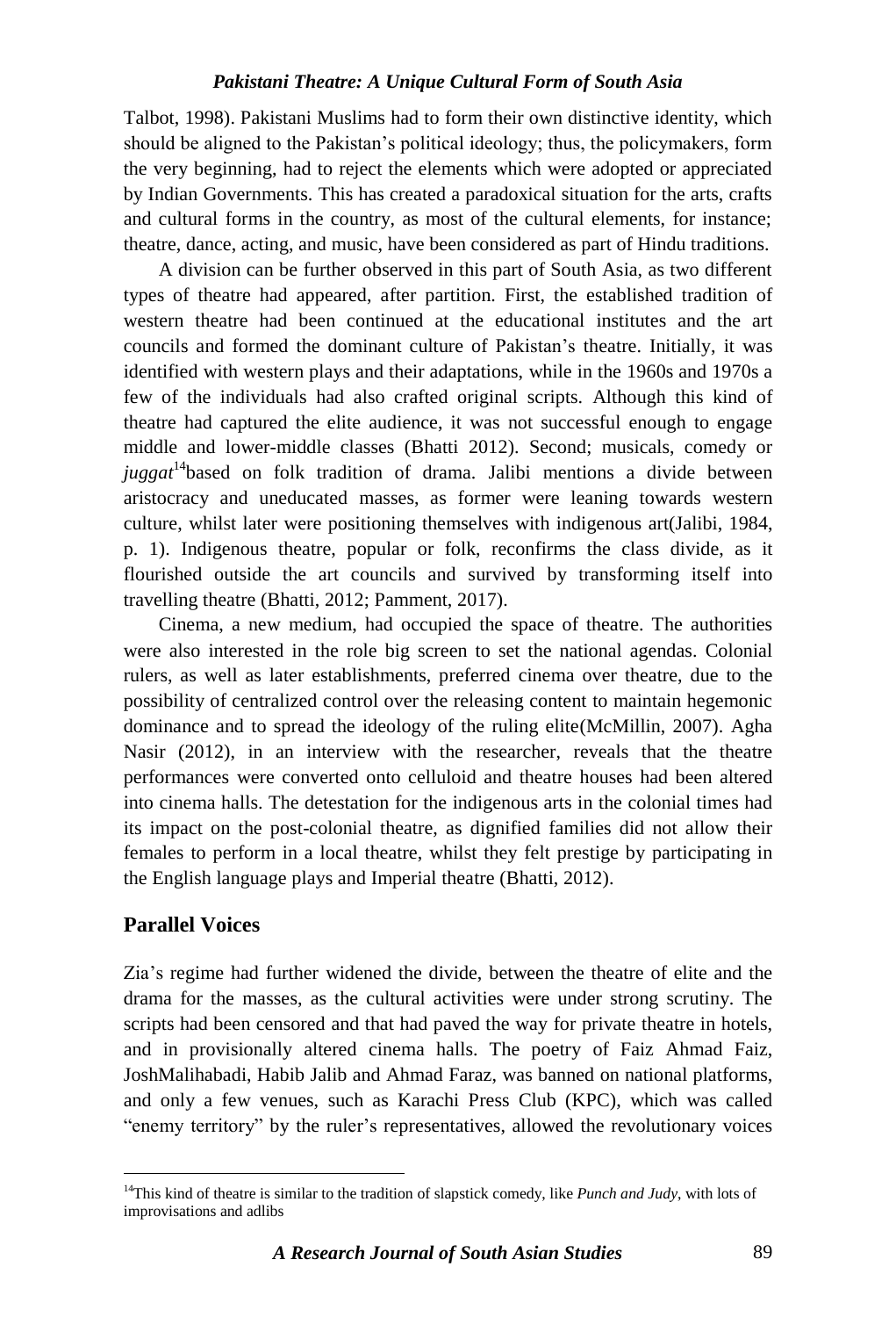Talbot, 1998). Pakistani Muslims had to form their own distinctive identity, which should be aligned to the Pakistan's political ideology; thus, the policymakers, form the very beginning, had to reject the elements which were adopted or appreciated by Indian Governments. This has created a paradoxical situation for the arts, crafts and cultural forms in the country, as most of the cultural elements, for instance; theatre, dance, acting, and music, have been considered as part of Hindu traditions.

A division can be further observed in this part of South Asia, as two different types of theatre had appeared, after partition. First, the established tradition of western theatre had been continued at the educational institutes and the art councils and formed the dominant culture of Pakistan's theatre. Initially, it was identified with western plays and their adaptations, while in the 1960s and 1970s a few of the individuals had also crafted original scripts. Although this kind of theatre had captured the elite audience, it was not successful enough to engage middle and lower-middle classes (Bhatti 2012). Second; musicals, comedy or *juggat*[14]based on folk tradition of drama. Jalibi mentions a divide between aristocracy and uneducated masses, as former were leaning towards western culture, whilst later were positioning themselves with indigenous art(Jalibi, 1984, p. 1). Indigenous theatre, popular or folk, reconfirms the class divide, as it flourished outside the art councils and survived by transforming itself into travelling theatre (Bhatti, 2012; Pamment, 2017).

Cinema, a new medium, had occupied the space of theatre. The authorities were also interested in the role big screen to set the national agendas. Colonial rulers, as well as later establishments, preferred cinema over theatre, due to the possibility of centralized control over the releasing content to maintain hegemonic dominance and to spread the ideology of the ruling elite(McMillin, 2007). Agha Nasir (2012), in an interview with the researcher, reveals that the theatre performances were converted onto celluloid and theatre houses had been altered into cinema halls. The detestation for the indigenous arts in the colonial times had its impact on the post-colonial theatre, as dignified families did not allow their females to perform in a local theatre, whilst they felt prestige by participating in the English language plays and Imperial theatre (Bhatti, 2012).

## Parallel Voices

Zia's regime had further widened the divide, between the theatre of elite and the drama for the masses, as the cultural activities were under strong scrutiny. The scripts had been censored and that had paved the way for private theatre in hotels, and in provisionally altered cinema halls. The poetry of Faiz Ahmad Faiz, JoshMalihabadi, Habib Jalib and Ahmad Faraz, was banned on national platforms, and only a few venues, such as Karachi Press Club (KPC), which was called "enemy territory" by the ruler's representatives, allowed the revolutionary voices

[14]This kind of theatre is similar to the tradition of slapstick comedy, like *Punch and Judy*, with lots of improvisations and adlibs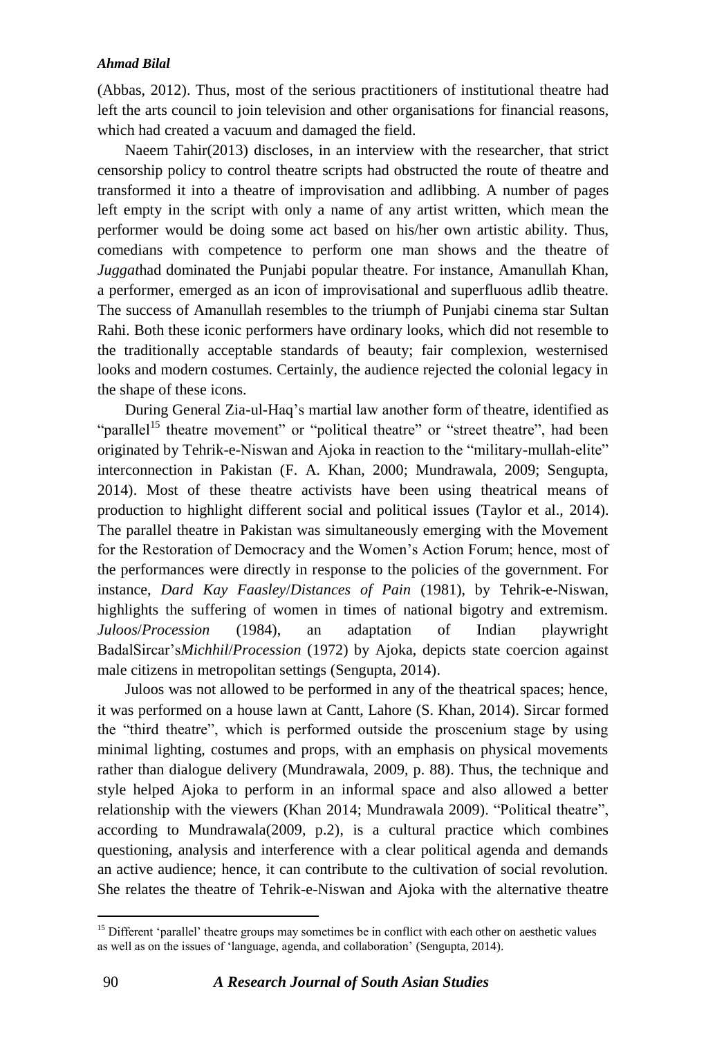(Abbas, 2012). Thus, most of the serious practitioners of institutional theatre had left the arts council to join television and other organisations for financial reasons, which had created a vacuum and damaged the field.

Naeem Tahir(2013) discloses, in an interview with the researcher, that strict censorship policy to control theatre scripts had obstructed the route of theatre and transformed it into a theatre of improvisation and adlibbing. A number of pages left empty in the script with only a name of any artist written, which mean the performer would be doing some act based on his/her own artistic ability. Thus, comedians with competence to perform one man shows and the theatre of *Juggat*had dominated the Punjabi popular theatre. For instance, Amanullah Khan, a performer, emerged as an icon of improvisational and superfluous adlib theatre. The success of Amanullah resembles to the triumph of Punjabi cinema star Sultan Rahi. Both these iconic performers have ordinary looks, which did not resemble to the traditionally acceptable standards of beauty; fair complexion, westernised looks and modern costumes. Certainly, the audience rejected the colonial legacy in the shape of these icons.

During General Zia-ul-Haq's martial law another form of theatre, identified as "parallel[15] theatre movement" or "political theatre" or "street theatre", had been originated by Tehrik-e-Niswan and Ajoka in reaction to the "military-mullah-elite" interconnection in Pakistan (F. A. Khan, 2000; Mundrawala, 2009; Sengupta, 2014). Most of these theatre activists have been using theatrical means of production to highlight different social and political issues (Taylor et al., 2014). The parallel theatre in Pakistan was simultaneously emerging with the Movement for the Restoration of Democracy and the Women's Action Forum; hence, most of the performances were directly in response to the policies of the government. For instance, *Dard Kay Faasley*/*Distances of Pain* (1981), by Tehrik-e-Niswan, highlights the suffering of women in times of national bigotry and extremism. *Juloos*/*Procession* (1984), an adaptation of Indian playwright BadalSircar's*Michhil*/*Procession* (1972) by Ajoka, depicts state coercion against male citizens in metropolitan settings (Sengupta, 2014).

Juloos was not allowed to be performed in any of the theatrical spaces; hence, it was performed on a house lawn at Cantt, Lahore (S. Khan, 2014). Sircar formed the "third theatre", which is performed outside the proscenium stage by using minimal lighting, costumes and props, with an emphasis on physical movements rather than dialogue delivery (Mundrawala, 2009, p. 88). Thus, the technique and style helped Ajoka to perform in an informal space and also allowed a better relationship with the viewers (Khan 2014; Mundrawala 2009). "Political theatre", according to Mundrawala(2009, p.2), is a cultural practice which combines questioning, analysis and interference with a clear political agenda and demands an active audience; hence, it can contribute to the cultivation of social revolution. She relates the theatre of Tehrik-e-Niswan and Ajoka with the alternative theatre

---

[15] Different 'parallel' theatre groups may sometimes be in conflict with each other on aesthetic values as well as on the issues of 'language, agenda, and collaboration' (Sengupta, 2014).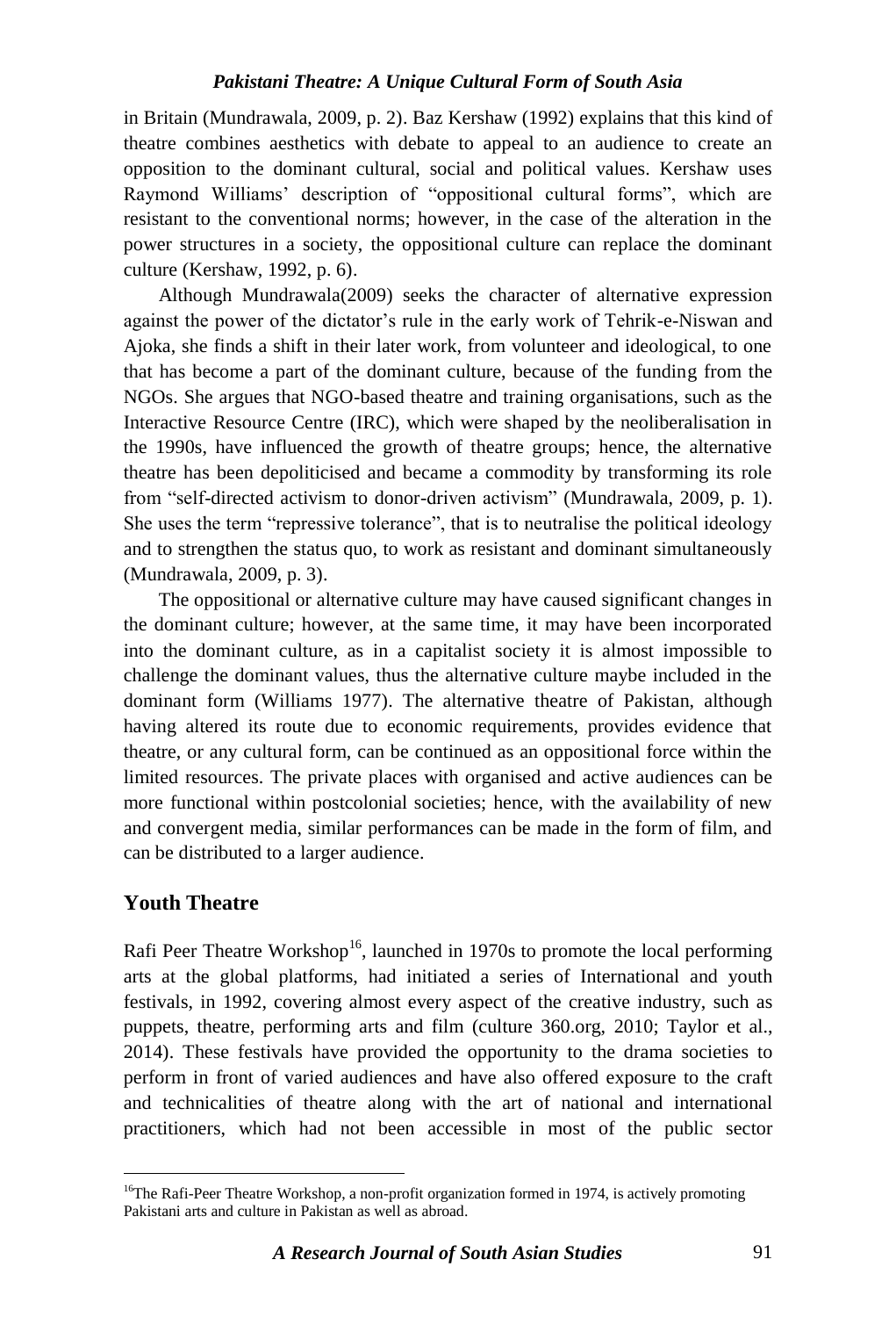in Britain (Mundrawala, 2009, p. 2). Baz Kershaw (1992) explains that this kind of theatre combines aesthetics with debate to appeal to an audience to create an opposition to the dominant cultural, social and political values. Kershaw uses Raymond Williams' description of "oppositional cultural forms", which are resistant to the conventional norms; however, in the case of the alteration in the power structures in a society, the oppositional culture can replace the dominant culture (Kershaw, 1992, p. 6).

Although Mundrawala(2009) seeks the character of alternative expression against the power of the dictator's rule in the early work of Tehrik-e-Niswan and Ajoka, she finds a shift in their later work, from volunteer and ideological, to one that has become a part of the dominant culture, because of the funding from the NGOs. She argues that NGO-based theatre and training organisations, such as the Interactive Resource Centre (IRC), which were shaped by the neoliberalisation in the 1990s, have influenced the growth of theatre groups; hence, the alternative theatre has been depoliticised and became a commodity by transforming its role from "self-directed activism to donor-driven activism" (Mundrawala, 2009, p. 1). She uses the term "repressive tolerance", that is to neutralise the political ideology and to strengthen the status quo, to work as resistant and dominant simultaneously (Mundrawala, 2009, p. 3).

The oppositional or alternative culture may have caused significant changes in the dominant culture; however, at the same time, it may have been incorporated into the dominant culture, as in a capitalist society it is almost impossible to challenge the dominant values, thus the alternative culture maybe included in the dominant form (Williams 1977). The alternative theatre of Pakistan, although having altered its route due to economic requirements, provides evidence that theatre, or any cultural form, can be continued as an oppositional force within the limited resources. The private places with organised and active audiences can be more functional within postcolonial societies; hence, with the availability of new and convergent media, similar performances can be made in the form of film, and can be distributed to a larger audience.

## Youth Theatre

Rafi Peer Theatre Workshop[16], launched in 1970s to promote the local performing arts at the global platforms, had initiated a series of International and youth festivals, in 1992, covering almost every aspect of the creative industry, such as puppets, theatre, performing arts and film (culture 360.org, 2010; Taylor et al., 2014). These festivals have provided the opportunity to the drama societies to perform in front of varied audiences and have also offered exposure to the craft and technicalities of theatre along with the art of national and international practitioners, which had not been accessible in most of the public sector

---

[16]The Rafi-Peer Theatre Workshop, a non-profit organization formed in 1974, is actively promoting Pakistani arts and culture in Pakistan as well as abroad.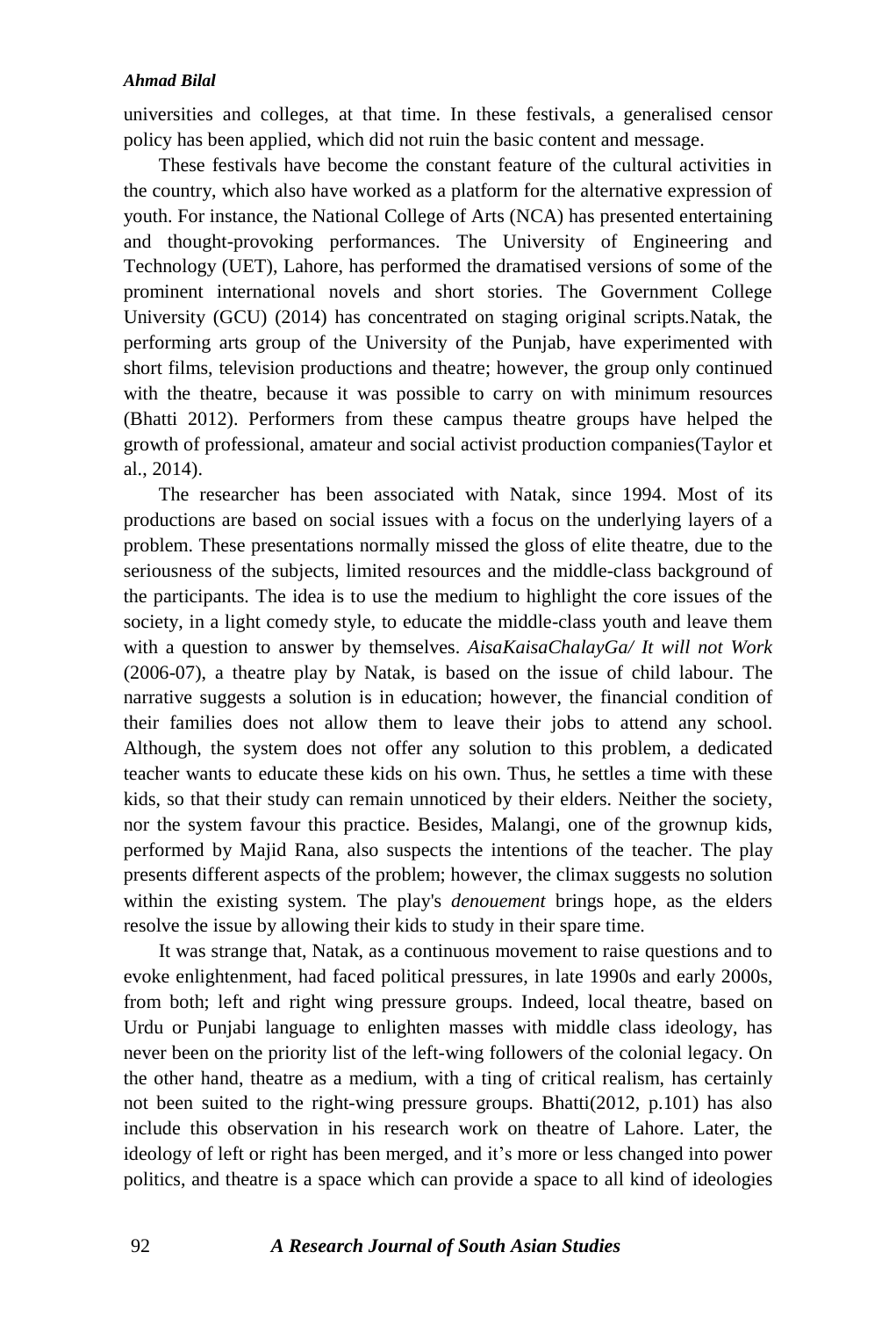universities and colleges, at that time. In these festivals, a generalised censor policy has been applied, which did not ruin the basic content and message.

These festivals have become the constant feature of the cultural activities in the country, which also have worked as a platform for the alternative expression of youth. For instance, the National College of Arts (NCA) has presented entertaining and thought-provoking performances. The University of Engineering and Technology (UET), Lahore, has performed the dramatised versions of some of the prominent international novels and short stories. The Government College University (GCU) (2014) has concentrated on staging original scripts.Natak, the performing arts group of the University of the Punjab, have experimented with short films, television productions and theatre; however, the group only continued with the theatre, because it was possible to carry on with minimum resources (Bhatti 2012). Performers from these campus theatre groups have helped the growth of professional, amateur and social activist production companies(Taylor et al., 2014).

The researcher has been associated with Natak, since 1994. Most of its productions are based on social issues with a focus on the underlying layers of a problem. These presentations normally missed the gloss of elite theatre, due to the seriousness of the subjects, limited resources and the middle-class background of the participants. The idea is to use the medium to highlight the core issues of the society, in a light comedy style, to educate the middle-class youth and leave them with a question to answer by themselves. *AisaKaisaChalayGa/ It will not Work* (2006-07), a theatre play by Natak, is based on the issue of child labour. The narrative suggests a solution is in education; however, the financial condition of their families does not allow them to leave their jobs to attend any school. Although, the system does not offer any solution to this problem, a dedicated teacher wants to educate these kids on his own. Thus, he settles a time with these kids, so that their study can remain unnoticed by their elders. Neither the society, nor the system favour this practice. Besides, Malangi, one of the grownup kids, performed by Majid Rana, also suspects the intentions of the teacher. The play presents different aspects of the problem; however, the climax suggests no solution within the existing system. The play's *denouement* brings hope, as the elders resolve the issue by allowing their kids to study in their spare time.

It was strange that, Natak, as a continuous movement to raise questions and to evoke enlightenment, had faced political pressures, in late 1990s and early 2000s, from both; left and right wing pressure groups. Indeed, local theatre, based on Urdu or Punjabi language to enlighten masses with middle class ideology, has never been on the priority list of the left-wing followers of the colonial legacy. On the other hand, theatre as a medium, with a ting of critical realism, has certainly not been suited to the right-wing pressure groups. Bhatti(2012, p.101) has also include this observation in his research work on theatre of Lahore. Later, the ideology of left or right has been merged, and it's more or less changed into power politics, and theatre is a space which can provide a space to all kind of ideologies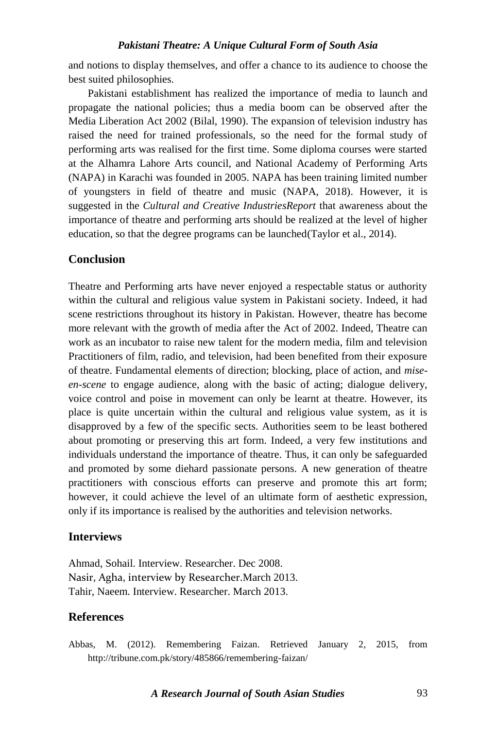and notions to display themselves, and offer a chance to its audience to choose the best suited philosophies.

Pakistani establishment has realized the importance of media to launch and propagate the national policies; thus a media boom can be observed after the Media Liberation Act 2002 (Bilal, 1990). The expansion of television industry has raised the need for trained professionals, so the need for the formal study of performing arts was realised for the first time. Some diploma courses were started at the Alhamra Lahore Arts council, and National Academy of Performing Arts (NAPA) in Karachi was founded in 2005. NAPA has been training limited number of youngsters in field of theatre and music (NAPA, 2018). However, it is suggested in the *Cultural and Creative IndustriesReport* that awareness about the importance of theatre and performing arts should be realized at the level of higher education, so that the degree programs can be launched(Taylor et al., 2014).

## Conclusion

Theatre and Performing arts have never enjoyed a respectable status or authority within the cultural and religious value system in Pakistani society. Indeed, it had scene restrictions throughout its history in Pakistan. However, theatre has become more relevant with the growth of media after the Act of 2002. Indeed, Theatre can work as an incubator to raise new talent for the modern media, film and television Practitioners of film, radio, and television, had been benefited from their exposure of theatre. Fundamental elements of direction; blocking, place of action, and *mise-en-scene* to engage audience, along with the basic of acting; dialogue delivery, voice control and poise in movement can only be learnt at theatre. However, its place is quite uncertain within the cultural and religious value system, as it is disapproved by a few of the specific sects. Authorities seem to be least bothered about promoting or preserving this art form. Indeed, a very few institutions and individuals understand the importance of theatre. Thus, it can only be safeguarded and promoted by some diehard passionate persons. A new generation of theatre practitioners with conscious efforts can preserve and promote this art form; however, it could achieve the level of an ultimate form of aesthetic expression, only if its importance is realised by the authorities and television networks.

## Interviews

Ahmad, Sohail. Interview. Researcher. Dec 2008.
Nasir, Agha, interview by Researcher.March 2013.
Tahir, Naeem. Interview. Researcher. March 2013.

## References

Abbas, M. (2012). Remembering Faizan. Retrieved January 2, 2015, from http://tribune.com.pk/story/485866/remembering-faizan/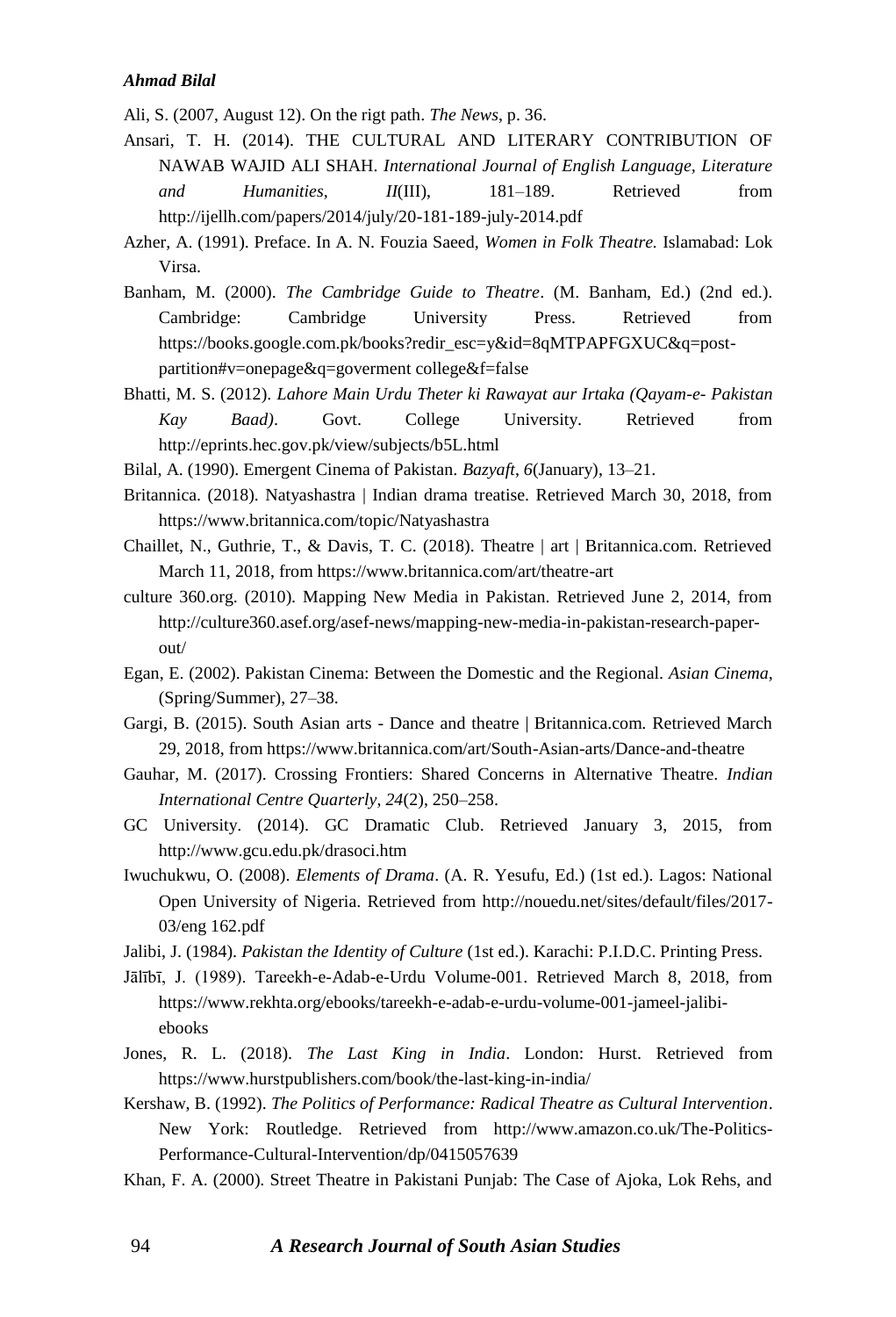Ali, S. (2007, August 12). On the rigt path. *The News*, p. 36.

Ansari, T. H. (2014). THE CULTURAL AND LITERARY CONTRIBUTION OF NAWAB WAJID ALI SHAH. *International Journal of English Language, Literature and Humanities*, *II*(III), 181–189. Retrieved from http://ijellh.com/papers/2014/july/20-181-189-july-2014.pdf

Azher, A. (1991). Preface. In A. N. Fouzia Saeed, *Women in Folk Theatre.* Islamabad: Lok Virsa.

Banham, M. (2000). *The Cambridge Guide to Theatre*. (M. Banham, Ed.) (2nd ed.). Cambridge: Cambridge University Press. Retrieved from https://books.google.com.pk/books?redir_esc=y&id=8qMTPAPFGXUC&q=post-partition#v=onepage&q=goverment college&f=false

Bhatti, M. S. (2012). *Lahore Main Urdu Theter ki Rawayat aur Irtaka (Qayam-e- Pakistan Kay Baad)*. Govt. College University. Retrieved from http://eprints.hec.gov.pk/view/subjects/b5L.html

Bilal, A. (1990). Emergent Cinema of Pakistan. *Bazyaft*, *6*(January), 13–21.

Britannica. (2018). Natyashastra | Indian drama treatise. Retrieved March 30, 2018, from https://www.britannica.com/topic/Natyashastra

Chaillet, N., Guthrie, T., & Davis, T. C. (2018). Theatre | art | Britannica.com. Retrieved March 11, 2018, from https://www.britannica.com/art/theatre-art

culture 360.org. (2010). Mapping New Media in Pakistan. Retrieved June 2, 2014, from http://culture360.asef.org/asef-news/mapping-new-media-in-pakistan-research-paper-out/

Egan, E. (2002). Pakistan Cinema: Between the Domestic and the Regional. *Asian Cinema*, (Spring/Summer), 27–38.

Gargi, B. (2015). South Asian arts - Dance and theatre | Britannica.com. Retrieved March 29, 2018, from https://www.britannica.com/art/South-Asian-arts/Dance-and-theatre

Gauhar, M. (2017). Crossing Frontiers: Shared Concerns in Alternative Theatre. *Indian International Centre Quarterly*, *24*(2), 250–258.

GC University. (2014). GC Dramatic Club. Retrieved January 3, 2015, from http://www.gcu.edu.pk/drasoci.htm

Iwuchukwu, O. (2008). *Elements of Drama*. (A. R. Yesufu, Ed.) (1st ed.). Lagos: National Open University of Nigeria. Retrieved from http://nouedu.net/sites/default/files/2017-03/eng 162.pdf

Jalibi, J. (1984). *Pakistan the Identity of Culture* (1st ed.). Karachi: P.I.D.C. Printing Press.

Jālībī, J. (1989). Tareekh-e-Adab-e-Urdu Volume-001. Retrieved March 8, 2018, from https://www.rekhta.org/ebooks/tareekh-e-adab-e-urdu-volume-001-jameel-jalibi-ebooks

Jones, R. L. (2018). *The Last King in India*. London: Hurst. Retrieved from https://www.hurstpublishers.com/book/the-last-king-in-india/

Kershaw, B. (1992). *The Politics of Performance: Radical Theatre as Cultural Intervention*. New York: Routledge. Retrieved from http://www.amazon.co.uk/The-Politics-Performance-Cultural-Intervention/dp/0415057639

Khan, F. A. (2000). Street Theatre in Pakistani Punjab: The Case of Ajoka, Lok Rehs, and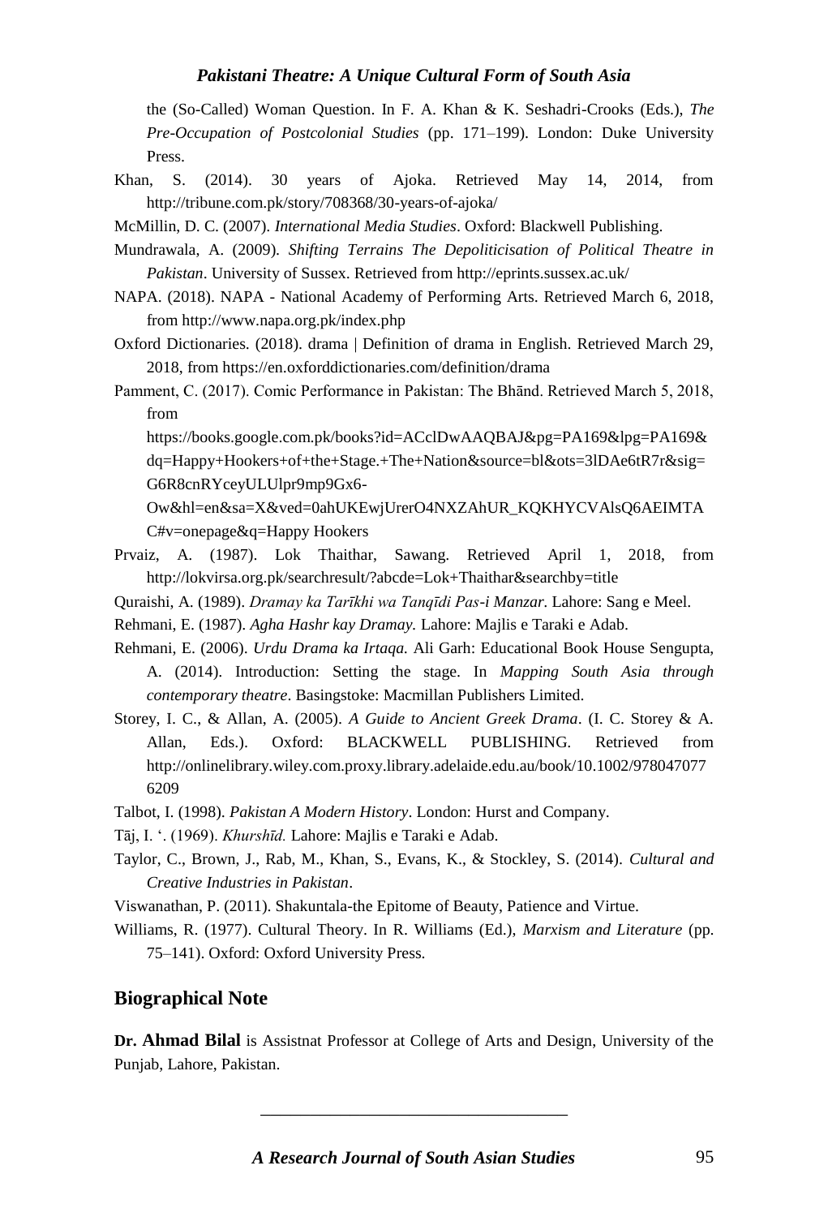the (So-Called) Woman Question. In F. A. Khan & K. Seshadri-Crooks (Eds.), *The Pre-Occupation of Postcolonial Studies* (pp. 171–199). London: Duke University Press.

Khan, S. (2014). 30 years of Ajoka. Retrieved May 14, 2014, from http://tribune.com.pk/story/708368/30-years-of-ajoka/

McMillin, D. C. (2007). *International Media Studies*. Oxford: Blackwell Publishing.

Mundrawala, A. (2009). *Shifting Terrains The Depoliticisation of Political Theatre in Pakistan*. University of Sussex. Retrieved from http://eprints.sussex.ac.uk/

NAPA. (2018). NAPA - National Academy of Performing Arts. Retrieved March 6, 2018, from http://www.napa.org.pk/index.php

Oxford Dictionaries. (2018). drama | Definition of drama in English. Retrieved March 29, 2018, from https://en.oxforddictionaries.com/definition/drama

Pamment, C. (2017). Comic Performance in Pakistan: The Bhānd. Retrieved March 5, 2018, from https://books.google.com.pk/books?id=ACclDwAAQBAJ&pg=PA169&lpg=PA169&dq=Happy+Hookers+of+the+Stage.+The+Nation&source=bl&ots=3lDAe6tR7r&sig=G6R8cnRYceyULUlpr9mp9Gx6-Ow&hl=en&sa=X&ved=0ahUKEwjUrerO4NXZAhUR_KQKHYCVAlsQ6AEIMTAC#v=onepage&q=Happy Hookers

Prvaiz, A. (1987). Lok Thaithar, Sawang. Retrieved April 1, 2018, from http://lokvirsa.org.pk/searchresult/?abcde=Lok+Thaithar&searchby=title

Quraishi, A. (1989). *Dramay ka Tarīkhi wa Tanqīdi Pas-i Manzar*. Lahore: Sang e Meel.

Rehmani, E. (1987). *Agha Hashr kay Dramay.* Lahore: Majlis e Taraki e Adab.

Rehmani, E. (2006). *Urdu Drama ka Irtaqa.* Ali Garh: Educational Book House Sengupta, A. (2014). Introduction: Setting the stage. In *Mapping South Asia through contemporary theatre*. Basingstoke: Macmillan Publishers Limited.

Storey, I. C., & Allan, A. (2005). *A Guide to Ancient Greek Drama*. (I. C. Storey & A. Allan, Eds.). Oxford: BLACKWELL PUBLISHING. Retrieved from http://onlinelibrary.wiley.com.proxy.library.adelaide.edu.au/book/10.1002/9780470776209

Talbot, I. (1998). *Pakistan A Modern History*. London: Hurst and Company.

Tāj, I. ‘. (1969). *Khurshīd.* Lahore: Majlis e Taraki e Adab.

Taylor, C., Brown, J., Rab, M., Khan, S., Evans, K., & Stockley, S. (2014). *Cultural and Creative Industries in Pakistan*.

Viswanathan, P. (2011). Shakuntala-the Epitome of Beauty, Patience and Virtue.

Williams, R. (1977). Cultural Theory. In R. Williams (Ed.), *Marxism and Literature* (pp. 75–141). Oxford: Oxford University Press.

## Biographical Note

**Dr. Ahmad Bilal** is Assistnat Professor at College of Arts and Design, University of the Punjab, Lahore, Pakistan.